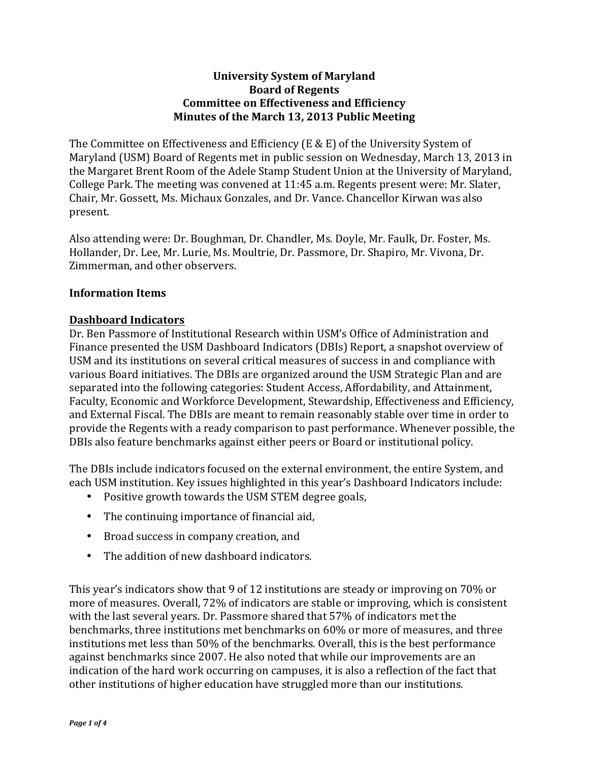**University System of Maryland**
**Board of Regents**
**Committee on Effectiveness and Efficiency**
**Minutes of the March 13, 2013 Public Meeting**

The Committee on Effectiveness and Efficiency (E & E) of the University System of Maryland (USM) Board of Regents met in public session on Wednesday, March 13, 2013 in the Margaret Brent Room of the Adele Stamp Student Union at the University of Maryland, College Park. The meeting was convened at 11:45 a.m. Regents present were: Mr. Slater, Chair, Mr. Gossett, Ms. Michaux Gonzales, and Dr. Vance. Chancellor Kirwan was also present.

Also attending were: Dr. Boughman, Dr. Chandler, Ms. Doyle, Mr. Faulk, Dr. Foster, Ms. Hollander, Dr. Lee, Mr. Lurie, Ms. Moultrie, Dr. Passmore, Dr. Shapiro, Mr. Vivona, Dr. Zimmerman, and other observers.

## Information Items

### Dashboard Indicators

Dr. Ben Passmore of Institutional Research within USM's Office of Administration and Finance presented the USM Dashboard Indicators (DBIs) Report, a snapshot overview of USM and its institutions on several critical measures of success in and compliance with various Board initiatives. The DBIs are organized around the USM Strategic Plan and are separated into the following categories: Student Access, Affordability, and Attainment, Faculty, Economic and Workforce Development, Stewardship, Effectiveness and Efficiency, and External Fiscal. The DBIs are meant to remain reasonably stable over time in order to provide the Regents with a ready comparison to past performance. Whenever possible, the DBIs also feature benchmarks against either peers or Board or institutional policy.

The DBIs include indicators focused on the external environment, the entire System, and each USM institution. Key issues highlighted in this year's Dashboard Indicators include:

- Positive growth towards the USM STEM degree goals,
- The continuing importance of financial aid,
- Broad success in company creation, and
- The addition of new dashboard indicators.

This year's indicators show that 9 of 12 institutions are steady or improving on 70% or more of measures. Overall, 72% of indicators are stable or improving, which is consistent with the last several years. Dr. Passmore shared that 57% of indicators met the benchmarks, three institutions met benchmarks on 60% or more of measures, and three institutions met less than 50% of the benchmarks. Overall, this is the best performance against benchmarks since 2007. He also noted that while our improvements are an indication of the hard work occurring on campuses, it is also a reflection of the fact that other institutions of higher education have struggled more than our institutions.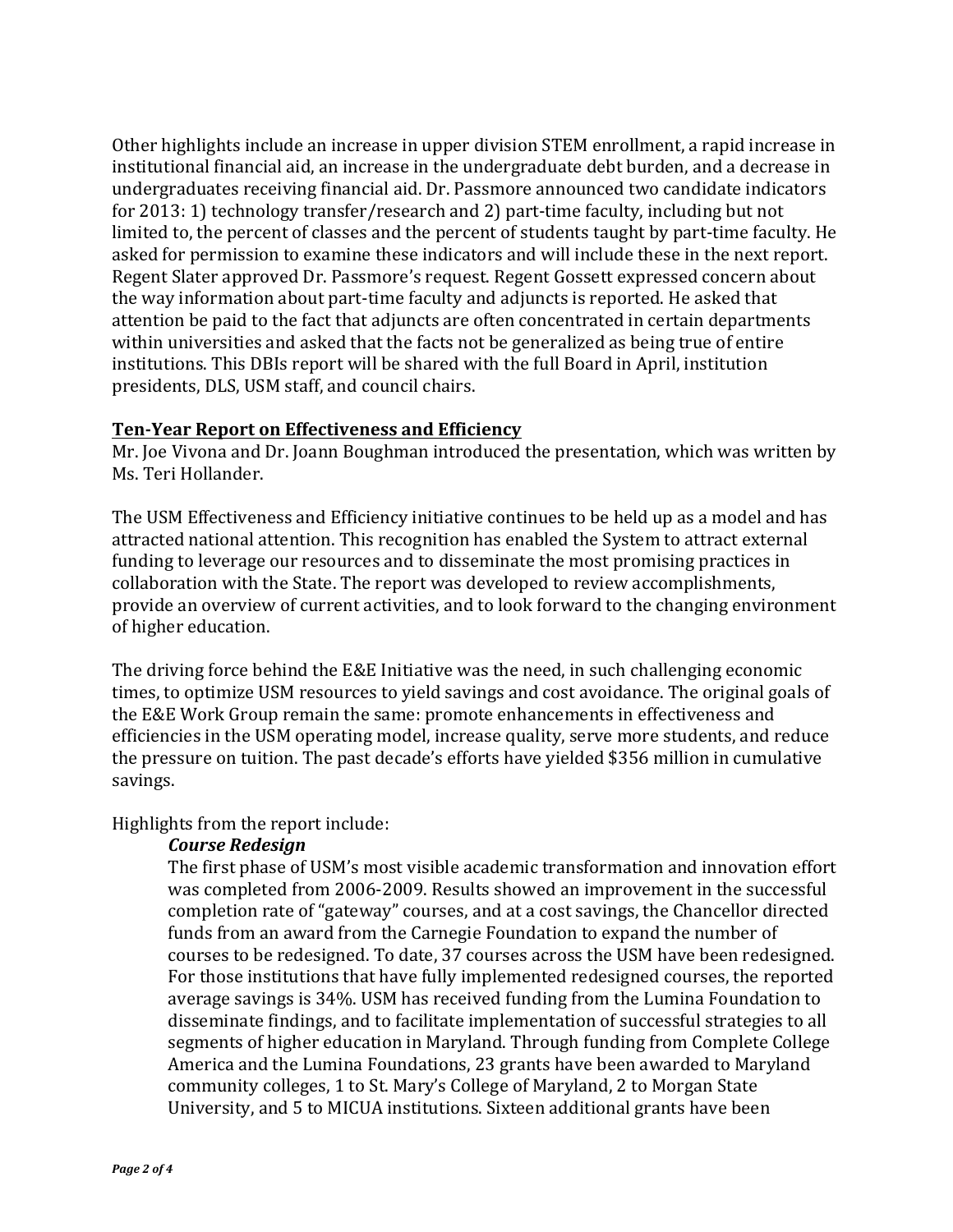Other highlights include an increase in upper division STEM enrollment, a rapid increase in institutional financial aid, an increase in the undergraduate debt burden, and a decrease in undergraduates receiving financial aid. Dr. Passmore announced two candidate indicators for 2013: 1) technology transfer/research and 2) part-time faculty, including but not limited to, the percent of classes and the percent of students taught by part-time faculty. He asked for permission to examine these indicators and will include these in the next report. Regent Slater approved Dr. Passmore's request. Regent Gossett expressed concern about the way information about part-time faculty and adjuncts is reported. He asked that attention be paid to the fact that adjuncts are often concentrated in certain departments within universities and asked that the facts not be generalized as being true of entire institutions. This DBIs report will be shared with the full Board in April, institution presidents, DLS, USM staff, and council chairs.

**Ten-Year Report on Effectiveness and Efficiency**

Mr. Joe Vivona and Dr. Joann Boughman introduced the presentation, which was written by Ms. Teri Hollander.

The USM Effectiveness and Efficiency initiative continues to be held up as a model and has attracted national attention. This recognition has enabled the System to attract external funding to leverage our resources and to disseminate the most promising practices in collaboration with the State. The report was developed to review accomplishments, provide an overview of current activities, and to look forward to the changing environment of higher education.

The driving force behind the E&E Initiative was the need, in such challenging economic times, to optimize USM resources to yield savings and cost avoidance. The original goals of the E&E Work Group remain the same: promote enhancements in effectiveness and efficiencies in the USM operating model, increase quality, serve more students, and reduce the pressure on tuition. The past decade's efforts have yielded $356 million in cumulative savings.

Highlights from the report include:

***Course Redesign***

The first phase of USM's most visible academic transformation and innovation effort was completed from 2006-2009. Results showed an improvement in the successful completion rate of "gateway" courses, and at a cost savings, the Chancellor directed funds from an award from the Carnegie Foundation to expand the number of courses to be redesigned. To date, 37 courses across the USM have been redesigned. For those institutions that have fully implemented redesigned courses, the reported average savings is 34%. USM has received funding from the Lumina Foundation to disseminate findings, and to facilitate implementation of successful strategies to all segments of higher education in Maryland. Through funding from Complete College America and the Lumina Foundations, 23 grants have been awarded to Maryland community colleges, 1 to St. Mary's College of Maryland, 2 to Morgan State University, and 5 to MICUA institutions. Sixteen additional grants have been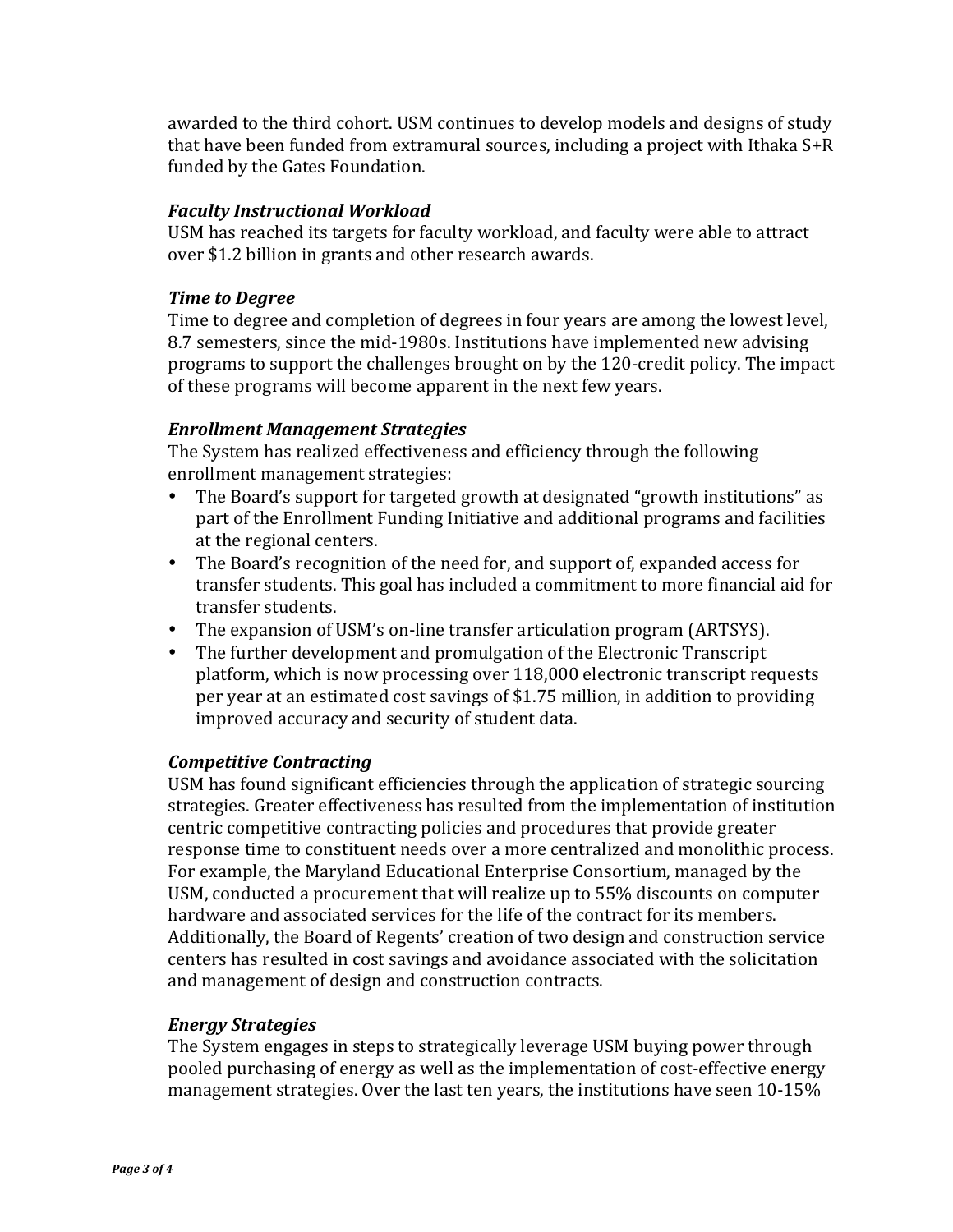awarded to the third cohort. USM continues to develop models and designs of study that have been funded from extramural sources, including a project with Ithaka S+R funded by the Gates Foundation.

### *Faculty Instructional Workload*

USM has reached its targets for faculty workload, and faculty were able to attract over $1.2 billion in grants and other research awards.

### *Time to Degree*

Time to degree and completion of degrees in four years are among the lowest level, 8.7 semesters, since the mid-1980s. Institutions have implemented new advising programs to support the challenges brought on by the 120-credit policy. The impact of these programs will become apparent in the next few years.

### *Enrollment Management Strategies*

The System has realized effectiveness and efficiency through the following enrollment management strategies:

- The Board's support for targeted growth at designated "growth institutions" as part of the Enrollment Funding Initiative and additional programs and facilities at the regional centers.
- The Board's recognition of the need for, and support of, expanded access for transfer students. This goal has included a commitment to more financial aid for transfer students.
- The expansion of USM's on-line transfer articulation program (ARTSYS).
- The further development and promulgation of the Electronic Transcript platform, which is now processing over 118,000 electronic transcript requests per year at an estimated cost savings of $1.75 million, in addition to providing improved accuracy and security of student data.

### *Competitive Contracting*

USM has found significant efficiencies through the application of strategic sourcing strategies. Greater effectiveness has resulted from the implementation of institution centric competitive contracting policies and procedures that provide greater response time to constituent needs over a more centralized and monolithic process. For example, the Maryland Educational Enterprise Consortium, managed by the USM, conducted a procurement that will realize up to 55% discounts on computer hardware and associated services for the life of the contract for its members. Additionally, the Board of Regents' creation of two design and construction service centers has resulted in cost savings and avoidance associated with the solicitation and management of design and construction contracts.

### *Energy Strategies*

The System engages in steps to strategically leverage USM buying power through pooled purchasing of energy as well as the implementation of cost-effective energy management strategies. Over the last ten years, the institutions have seen 10-15%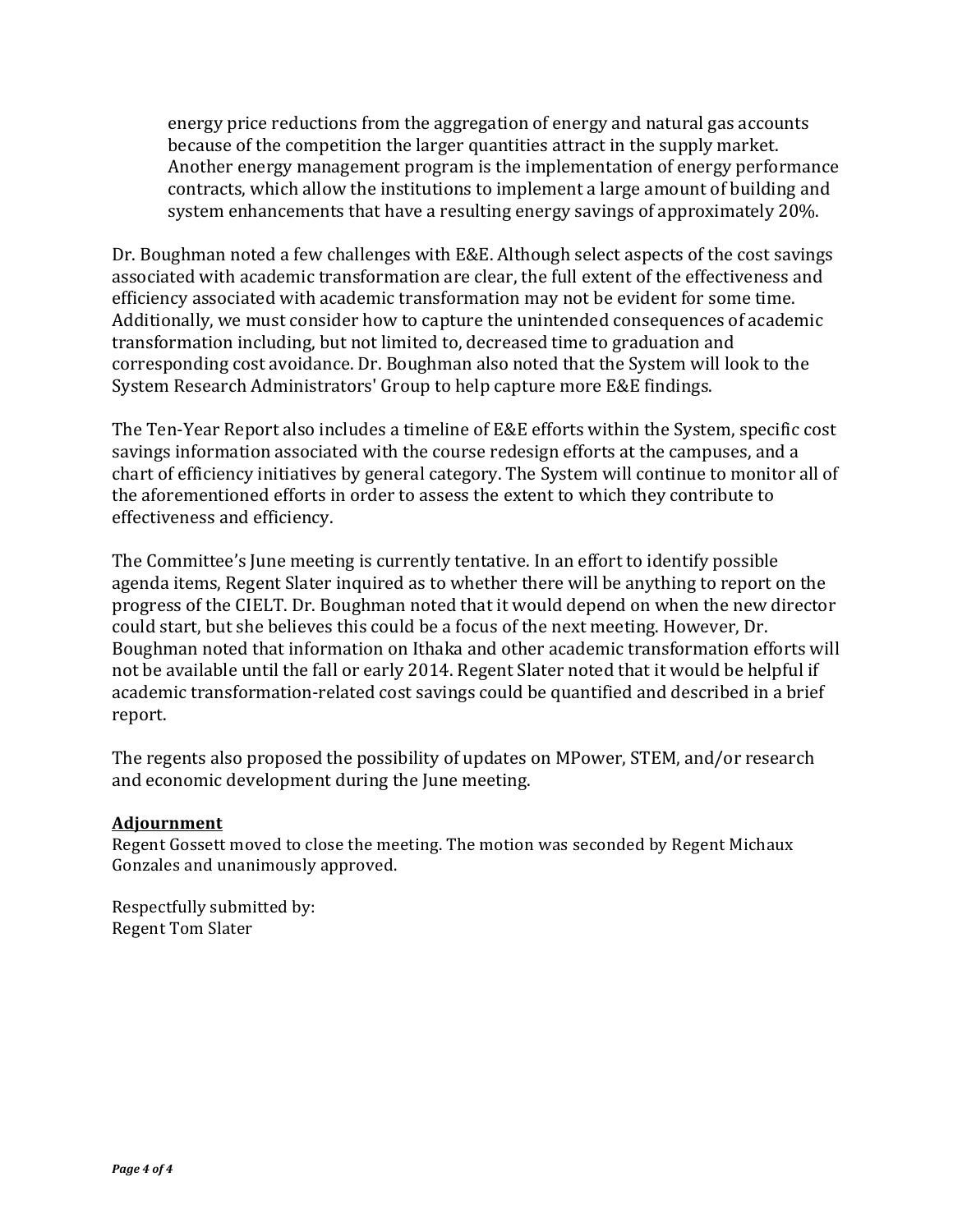energy price reductions from the aggregation of energy and natural gas accounts because of the competition the larger quantities attract in the supply market. Another energy management program is the implementation of energy performance contracts, which allow the institutions to implement a large amount of building and system enhancements that have a resulting energy savings of approximately 20%.

Dr. Boughman noted a few challenges with E&E. Although select aspects of the cost savings associated with academic transformation are clear, the full extent of the effectiveness and efficiency associated with academic transformation may not be evident for some time. Additionally, we must consider how to capture the unintended consequences of academic transformation including, but not limited to, decreased time to graduation and corresponding cost avoidance. Dr. Boughman also noted that the System will look to the System Research Administrators' Group to help capture more E&E findings.

The Ten-Year Report also includes a timeline of E&E efforts within the System, specific cost savings information associated with the course redesign efforts at the campuses, and a chart of efficiency initiatives by general category. The System will continue to monitor all of the aforementioned efforts in order to assess the extent to which they contribute to effectiveness and efficiency.

The Committee's June meeting is currently tentative. In an effort to identify possible agenda items, Regent Slater inquired as to whether there will be anything to report on the progress of the CIELT. Dr. Boughman noted that it would depend on when the new director could start, but she believes this could be a focus of the next meeting. However, Dr. Boughman noted that information on Ithaka and other academic transformation efforts will not be available until the fall or early 2014. Regent Slater noted that it would be helpful if academic transformation-related cost savings could be quantified and described in a brief report.

The regents also proposed the possibility of updates on MPower, STEM, and/or research and economic development during the June meeting.

**Adjournment**

Regent Gossett moved to close the meeting. The motion was seconded by Regent Michaux Gonzales and unanimously approved.

Respectfully submitted by:
Regent Tom Slater